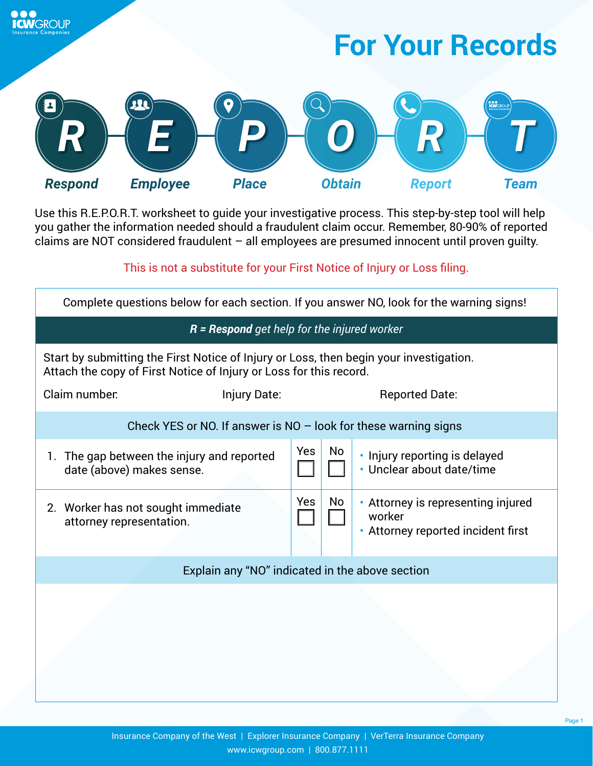# For Your Records

**R** Respond | **E** Employee | **P** Place | **O** Obtain | **R** Report | **T** Team

Use this R.E.P.O.R.T. worksheet to guide your investigative process. This step-by-step tool will help you gather the information needed should a fraudulent claim occur. Remember, 80-90% of reported claims are NOT considered fraudulent – all employees are presumed innocent until proven guilty.

This is not a substitute for your First Notice of Injury or Loss filing.

Complete questions below for each section. If you answer NO, look for the warning signs!

## *R = Respond get help for the injured worker*

Start by submitting the First Notice of Injury or Loss, then begin your investigation. Attach the copy of First Notice of Injury or Loss for this record.

Claim number: Injury Date: Reported Date:

Check YES or NO. If answer is NO – look for these warning signs

| Question | Yes | No | Warning signs |
|---|---|---|---|
| 1. The gap between the injury and reported date (above) makes sense. | ☐ | ☐ | • Injury reporting is delayed<br>• Unclear about date/time |
| 2. Worker has not sought immediate attorney representation. | ☐ | ☐ | • Attorney is representing injured worker<br>• Attorney reported incident first |

Explain any "NO" indicated in the above section

Insurance Company of the West | Explorer Insurance Company | VerTerra Insurance Company
www.icwgroup.com | 800.877.1111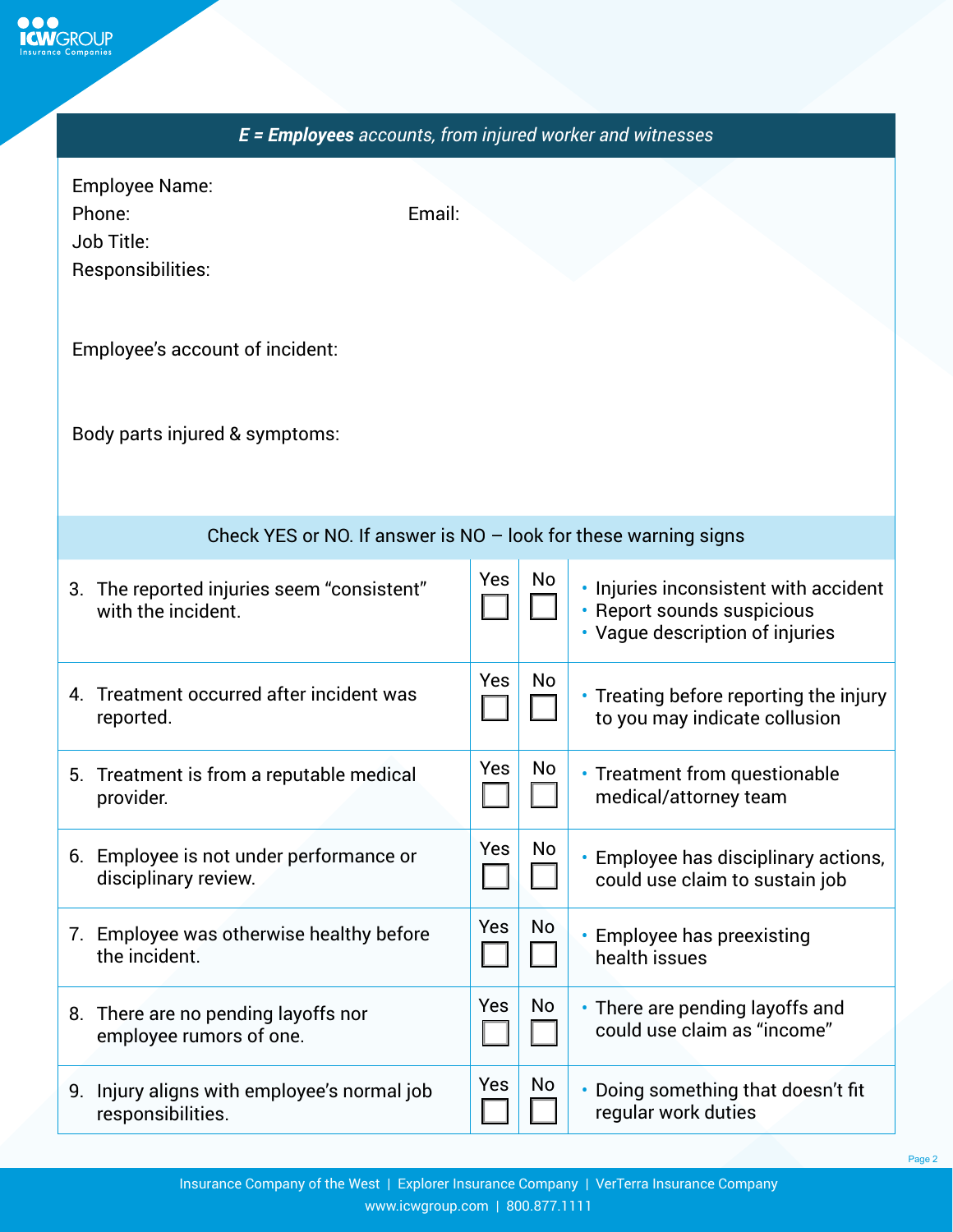## *E = Employees accounts, from injured worker and witnesses*

Employee Name:

Phone: Email:

Job Title:

Responsibilities:

Employee's account of incident:

Body parts injured & symptoms:

| Check YES or NO. If answer is NO – look for these warning signs | Yes | No | |
|---|---|---|---|
| 3. The reported injuries seem "consistent" with the incident. | ☐ | ☐ | • Injuries inconsistent with accident<br>• Report sounds suspicious<br>• Vague description of injuries |
| 4. Treatment occurred after incident was reported. | ☐ | ☐ | • Treating before reporting the injury to you may indicate collusion |
| 5. Treatment is from a reputable medical provider. | ☐ | ☐ | • Treatment from questionable medical/attorney team |
| 6. Employee is not under performance or disciplinary review. | ☐ | ☐ | • Employee has disciplinary actions, could use claim to sustain job |
| 7. Employee was otherwise healthy before the incident. | ☐ | ☐ | • Employee has preexisting health issues |
| 8. There are no pending layoffs nor employee rumors of one. | ☐ | ☐ | • There are pending layoffs and could use claim as "income" |
| 9. Injury aligns with employee's normal job responsibilities. | ☐ | ☐ | • Doing something that doesn't fit regular work duties |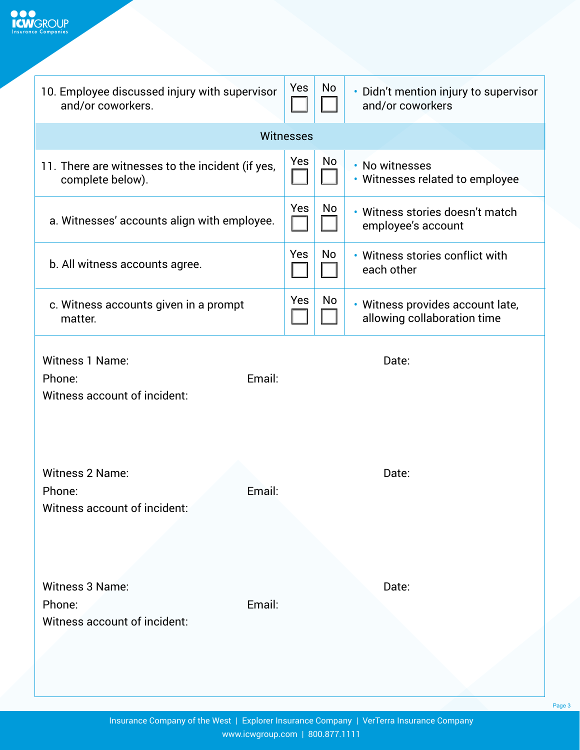| | Yes | No | |
|---|---|---|---|
| 10. Employee discussed injury with supervisor and/or coworkers. | ☐ | ☐ | • Didn't mention injury to supervisor and/or coworkers |
| **Witnesses** | | | |
| 11. There are witnesses to the incident (if yes, complete below). | ☐ | ☐ | • No witnesses<br>• Witnesses related to employee |
| a. Witnesses' accounts align with employee. | ☐ | ☐ | • Witness stories doesn't match employee's account |
| b. All witness accounts agree. | ☐ | ☐ | • Witness stories conflict with each other |
| c. Witness accounts given in a prompt matter. | ☐ | ☐ | • Witness provides account late, allowing collaboration time |

Witness 1 Name: Date:

Phone: Email:

Witness account of incident:

Witness 2 Name: Date:

Phone: Email:

Witness account of incident:

Witness 3 Name: Date:

Phone: Email:

Witness account of incident: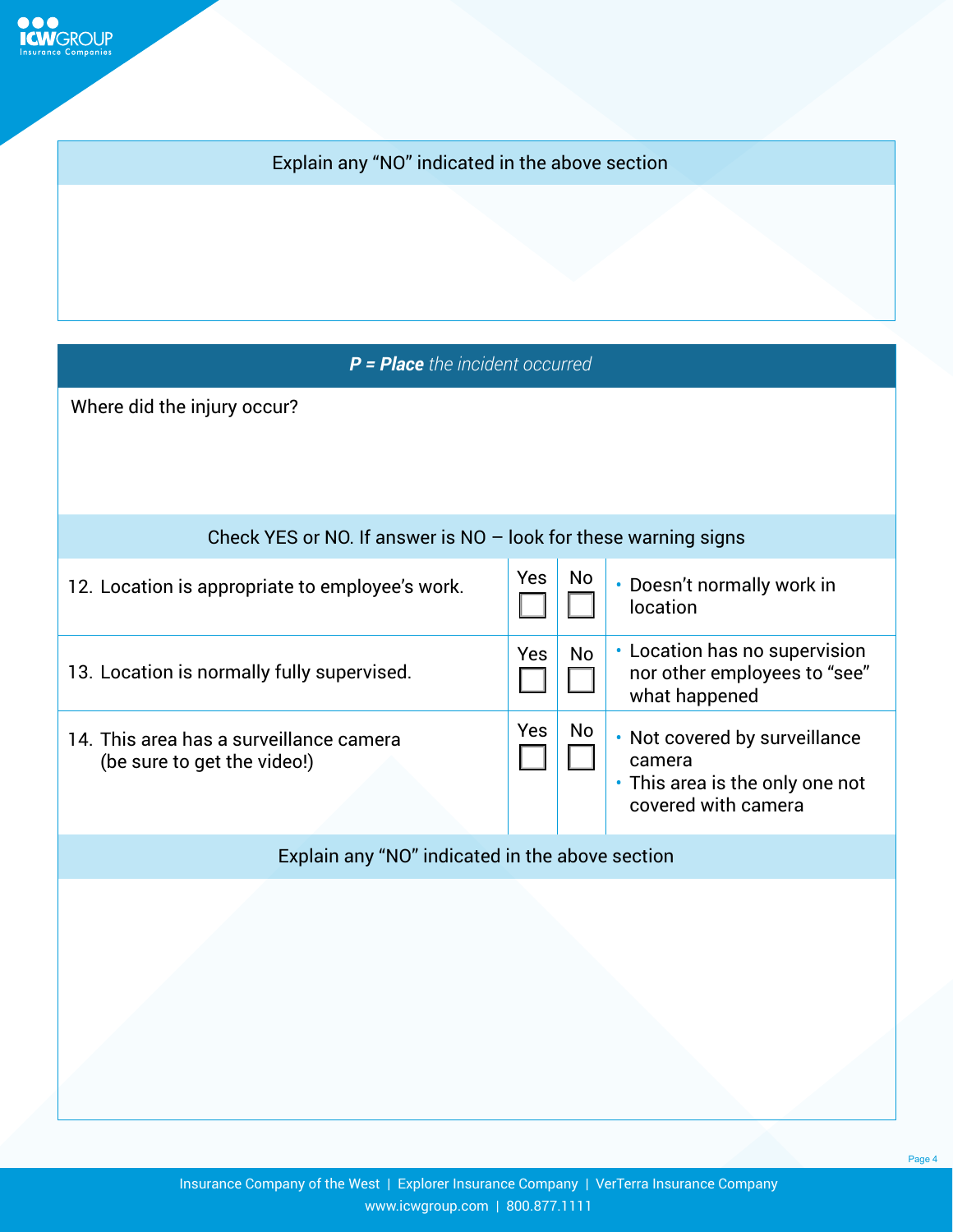Explain any "NO" indicated in the above section

## *P = Place the incident occurred*

Where did the injury occur?

Check YES or NO. If answer is NO – look for these warning signs

| | Yes | No | |
|---|---|---|---|
| 12. Location is appropriate to employee's work. | ☐ | ☐ | • Doesn't normally work in location |
| 13. Location is normally fully supervised. | ☐ | ☐ | • Location has no supervision nor other employees to "see" what happened |
| 14. This area has a surveillance camera (be sure to get the video!) | ☐ | ☐ | • Not covered by surveillance camera<br>• This area is the only one not covered with camera |

Explain any "NO" indicated in the above section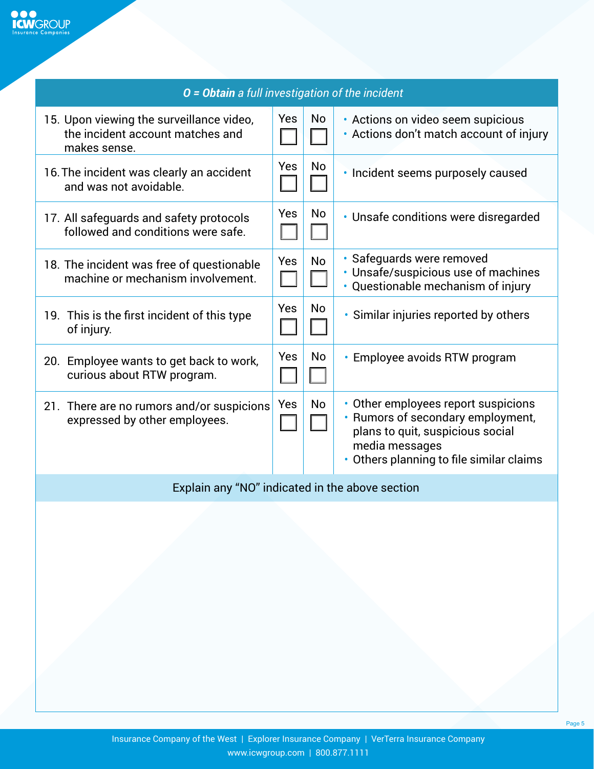| ***O = Obtain** a full investigation of the incident* | | | |
|---|---|---|---|
| 15. Upon viewing the surveillance video, the incident account matches and makes sense. | Yes ☐ | No ☐ | • Actions on video seem supicious<br>• Actions don't match account of injury |
| 16. The incident was clearly an accident and was not avoidable. | Yes ☐ | No ☐ | • Incident seems purposely caused |
| 17. All safeguards and safety protocols followed and conditions were safe. | Yes ☐ | No ☐ | • Unsafe conditions were disregarded |
| 18. The incident was free of questionable machine or mechanism involvement. | Yes ☐ | No ☐ | • Safeguards were removed<br>• Unsafe/suspicious use of machines<br>• Questionable mechanism of injury |
| 19. This is the first incident of this type of injury. | Yes ☐ | No ☐ | • Similar injuries reported by others |
| 20. Employee wants to get back to work, curious about RTW program. | Yes ☐ | No ☐ | • Employee avoids RTW program |
| 21. There are no rumors and/or suspicions expressed by other employees. | Yes ☐ | No ☐ | • Other employees report suspicions<br>• Rumors of secondary employment, plans to quit, suspicious social media messages<br>• Others planning to file similar claims |

Explain any "NO" indicated in the above section

Insurance Company of the West | Explorer Insurance Company | VerTerra Insurance Company
www.icwgroup.com | 800.877.1111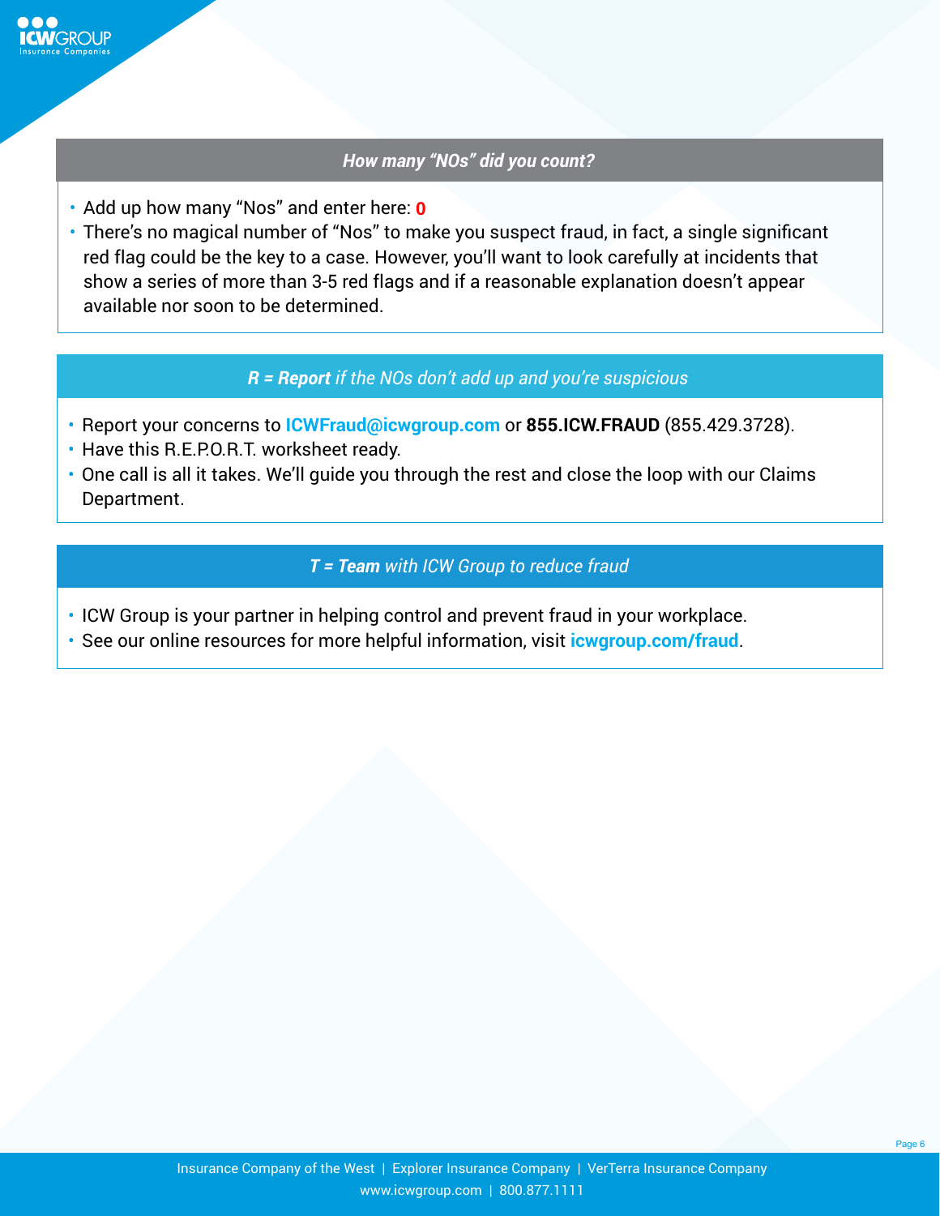## *How many "NOs" did you count?*

- Add up how many "Nos" and enter here: **0**
- There's no magical number of "Nos" to make you suspect fraud, in fact, a single significant red flag could be the key to a case. However, you'll want to look carefully at incidents that show a series of more than 3-5 red flags and if a reasonable explanation doesn't appear available nor soon to be determined.

## ***R = Report*** *if the NOs don't add up and you're suspicious*

- Report your concerns to **ICWFraud@icwgroup.com** or **855.ICW.FRAUD** (855.429.3728).
- Have this R.E.P.O.R.T. worksheet ready.
- One call is all it takes. We'll guide you through the rest and close the loop with our Claims Department.

## ***T = Team*** *with ICW Group to reduce fraud*

- ICW Group is your partner in helping control and prevent fraud in your workplace.
- See our online resources for more helpful information, visit **icwgroup.com/fraud**.